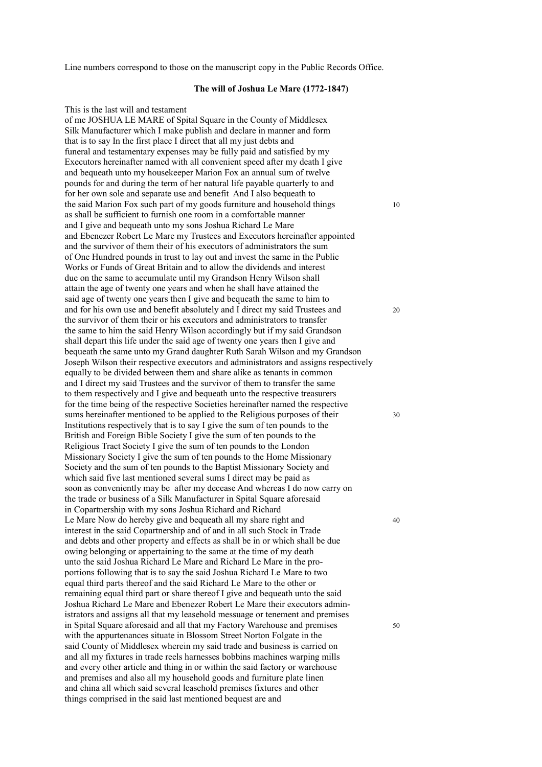Line numbers correspond to those on the manuscript copy in the Public Records Office.

**The will of Joshua Le Mare (1772-1847)**

This is the last will and testament
of me JOSHUA LE MARE of Spital Square in the County of Middlesex
Silk Manufacturer which I make publish and declare in manner and form
that is to say In the first place I direct that all my just debts and
funeral and testamentary expenses may be fully paid and satisfied by my
Executors hereinafter named with all convenient speed after my death I give
and bequeath unto my housekeeper Marion Fox an annual sum of twelve
pounds for and during the term of her natural life payable quarterly to and
for her own sole and separate use and benefit And I also bequeath to
the said Marion Fox such part of my goods furniture and household things 10
as shall be sufficient to furnish one room in a comfortable manner
and I give and bequeath unto my sons Joshua Richard Le Mare
and Ebenezer Robert Le Mare my Trustees and Executors hereinafter appointed
and the survivor of them their of his executors of administrators the sum
of One Hundred pounds in trust to lay out and invest the same in the Public
Works or Funds of Great Britain and to allow the dividends and interest
due on the same to accumulate until my Grandson Henry Wilson shall
attain the age of twenty one years and when he shall have attained the
said age of twenty one years then I give and bequeath the same to him to
and for his own use and benefit absolutely and I direct my said Trustees and 20
the survivor of them their or his executors and administrators to transfer
the same to him the said Henry Wilson accordingly but if my said Grandson
shall depart this life under the said age of twenty one years then I give and
bequeath the same unto my Grand daughter Ruth Sarah Wilson and my Grandson
Joseph Wilson their respective executors and administrators and assigns respectively
equally to be divided between them and share alike as tenants in common
and I direct my said Trustees and the survivor of them to transfer the same
to them respectively and I give and bequeath unto the respective treasurers
for the time being of the respective Societies hereinafter named the respective
sums hereinafter mentioned to be applied to the Religious purposes of their 30
Institutions respectively that is to say I give the sum of ten pounds to the
British and Foreign Bible Society I give the sum of ten pounds to the
Religious Tract Society I give the sum of ten pounds to the London
Missionary Society I give the sum of ten pounds to the Home Missionary
Society and the sum of ten pounds to the Baptist Missionary Society and
which said five last mentioned several sums I direct may be paid as
soon as conveniently may be after my decease And whereas I do now carry on
the trade or business of a Silk Manufacturer in Spital Square aforesaid
in Copartnership with my sons Joshua Richard and Richard
Le Mare Now do hereby give and bequeath all my share right and 40
interest in the said Copartnership and of and in all such Stock in Trade
and debts and other property and effects as shall be in or which shall be due
owing belonging or appertaining to the same at the time of my death
unto the said Joshua Richard Le Mare and Richard Le Mare in the pro-
portions following that is to say the said Joshua Richard Le Mare to two
equal third parts thereof and the said Richard Le Mare to the other or
remaining equal third part or share thereof I give and bequeath unto the said
Joshua Richard Le Mare and Ebenezer Robert Le Mare their executors admin-
istrators and assigns all that my leasehold messuage or tenement and premises
in Spital Square aforesaid and all that my Factory Warehouse and premises 50
with the appurtenances situate in Blossom Street Norton Folgate in the
said County of Middlesex wherein my said trade and business is carried on
and all my fixtures in trade reels harnesses bobbins machines warping mills
and every other article and thing in or within the said factory or warehouse
and premises and also all my household goods and furniture plate linen
and china all which said several leasehold premises fixtures and other
things comprised in the said last mentioned bequest are and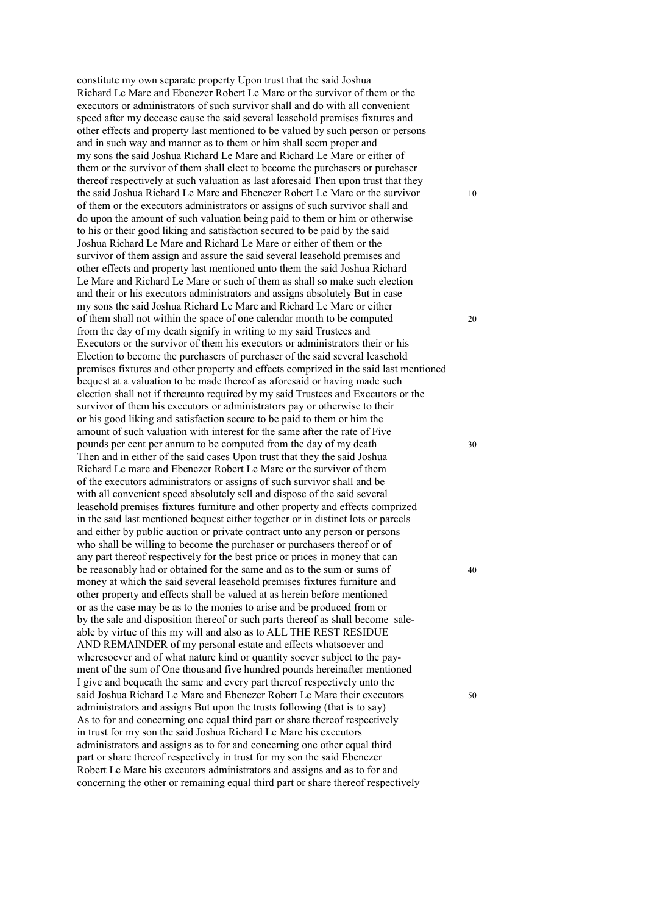constitute my own separate property Upon trust that the said Joshua Richard Le Mare and Ebenezer Robert Le Mare or the survivor of them or the executors or administrators of such survivor shall and do with all convenient speed after my decease cause the said several leasehold premises fixtures and other effects and property last mentioned to be valued by such person or persons and in such way and manner as to them or him shall seem proper and my sons the said Joshua Richard Le Mare and Richard Le Mare or either of them or the survivor of them shall elect to become the purchasers or purchaser thereof respectively at such valuation as last aforesaid Then upon trust that they the said Joshua Richard Le Mare and Ebenezer Robert Le Mare or the survivor of them or the executors administrators or assigns of such survivor shall and do upon the amount of such valuation being paid to them or him or otherwise to his or their good liking and satisfaction secured to be paid by the said Joshua Richard Le Mare and Richard Le Mare or either of them or the survivor of them assign and assure the said several leasehold premises and other effects and property last mentioned unto them the said Joshua Richard Le Mare and Richard Le Mare or such of them as shall so make such election and their or his executors administrators and assigns absolutely But in case my sons the said Joshua Richard Le Mare and Richard Le Mare or either of them shall not within the space of one calendar month to be computed from the day of my death signify in writing to my said Trustees and Executors or the survivor of them his executors or administrators their or his Election to become the purchasers of purchaser of the said several leasehold premises fixtures and other property and effects comprized in the said last mentioned bequest at a valuation to be made thereof as aforesaid or having made such election shall not if thereunto required by my said Trustees and Executors or the survivor of them his executors or administrators pay or otherwise to their or his good liking and satisfaction secure to be paid to them or him the amount of such valuation with interest for the same after the rate of Five pounds per cent per annum to be computed from the day of my death Then and in either of the said cases Upon trust that they the said Joshua Richard Le mare and Ebenezer Robert Le Mare or the survivor of them of the executors administrators or assigns of such survivor shall and be with all convenient speed absolutely sell and dispose of the said several leasehold premises fixtures furniture and other property and effects comprized in the said last mentioned bequest either together or in distinct lots or parcels and either by public auction or private contract unto any person or persons who shall be willing to become the purchaser or purchasers thereof or of any part thereof respectively for the best price or prices in money that can be reasonably had or obtained for the same and as to the sum or sums of money at which the said several leasehold premises fixtures furniture and other property and effects shall be valued at as herein before mentioned or as the case may be as to the monies to arise and be produced from or by the sale and disposition thereof or such parts thereof as shall become saleable by virtue of this my will and also as to ALL THE REST RESIDUE AND REMAINDER of my personal estate and effects whatsoever and wheresoever and of what nature kind or quantity soever subject to the payment of the sum of One thousand five hundred pounds hereinafter mentioned I give and bequeath the same and every part thereof respectively unto the said Joshua Richard Le Mare and Ebenezer Robert Le Mare their executors administrators and assigns But upon the trusts following (that is to say) As to for and concerning one equal third part or share thereof respectively in trust for my son the said Joshua Richard Le Mare his executors administrators and assigns as to for and concerning one other equal third part or share thereof respectively in trust for my son the said Ebenezer Robert Le Mare his executors administrators and assigns and as to for and concerning the other or remaining equal third part or share thereof respectively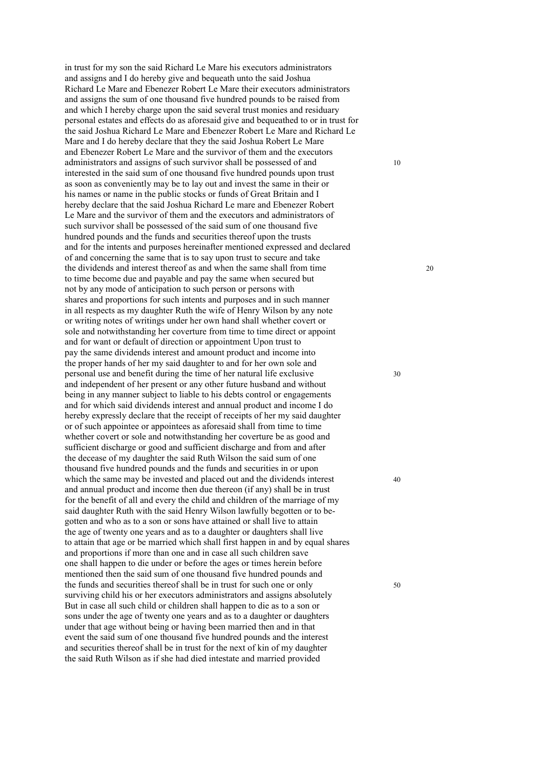in trust for my son the said Richard Le Mare his executors administrators and assigns and I do hereby give and bequeath unto the said Joshua Richard Le Mare and Ebenezer Robert Le Mare their executors administrators and assigns the sum of one thousand five hundred pounds to be raised from and which I hereby charge upon the said several trust monies and residuary personal estates and effects do as aforesaid give and bequeathed to or in trust for the said Joshua Richard Le Mare and Ebenezer Robert Le Mare and Richard Le Mare and I do hereby declare that they the said Joshua Robert Le Mare and Ebenezer Robert Le Mare and the survivor of them and the executors administrators and assigns of such survivor shall be possessed of and interested in the said sum of one thousand five hundred pounds upon trust as soon as conveniently may be to lay out and invest the same in their or his names or name in the public stocks or funds of Great Britain and I hereby declare that the said Joshua Richard Le mare and Ebenezer Robert Le Mare and the survivor of them and the executors and administrators of such survivor shall be possessed of the said sum of one thousand five hundred pounds and the funds and securities thereof upon the trusts and for the intents and purposes hereinafter mentioned expressed and declared of and concerning the same that is to say upon trust to secure and take the dividends and interest thereof as and when the same shall from time to time become due and payable and pay the same when secured but not by any mode of anticipation to such person or persons with shares and proportions for such intents and purposes and in such manner in all respects as my daughter Ruth the wife of Henry Wilson by any note or writing notes of writings under her own hand shall whether covert or sole and notwithstanding her coverture from time to time direct or appoint and for want or default of direction or appointment Upon trust to pay the same dividends interest and amount product and income into the proper hands of her my said daughter to and for her own sole and personal use and benefit during the time of her natural life exclusive and independent of her present or any other future husband and without being in any manner subject to liable to his debts control or engagements and for which said dividends interest and annual product and income I do hereby expressly declare that the receipt of receipts of her my said daughter or of such appointee or appointees as aforesaid shall from time to time whether covert or sole and notwithstanding her coverture be as good and sufficient discharge or good and sufficient discharge and from and after the decease of my daughter the said Ruth Wilson the said sum of one thousand five hundred pounds and the funds and securities in or upon which the same may be invested and placed out and the dividends interest and annual product and income then due thereon (if any) shall be in trust for the benefit of all and every the child and children of the marriage of my said daughter Ruth with the said Henry Wilson lawfully begotten or to be-gotten and who as to a son or sons have attained or shall live to attain the age of twenty one years and as to a daughter or daughters shall live to attain that age or be married which shall first happen in and by equal shares and proportions if more than one and in case all such children save one shall happen to die under or before the ages or times herein before mentioned then the said sum of one thousand five hundred pounds and the funds and securities thereof shall be in trust for such one or only surviving child his or her executors administrators and assigns absolutely But in case all such child or children shall happen to die as to a son or sons under the age of twenty one years and as to a daughter or daughters under that age without being or having been married then and in that event the said sum of one thousand five hundred pounds and the interest and securities thereof shall be in trust for the next of kin of my daughter the said Ruth Wilson as if she had died intestate and married provided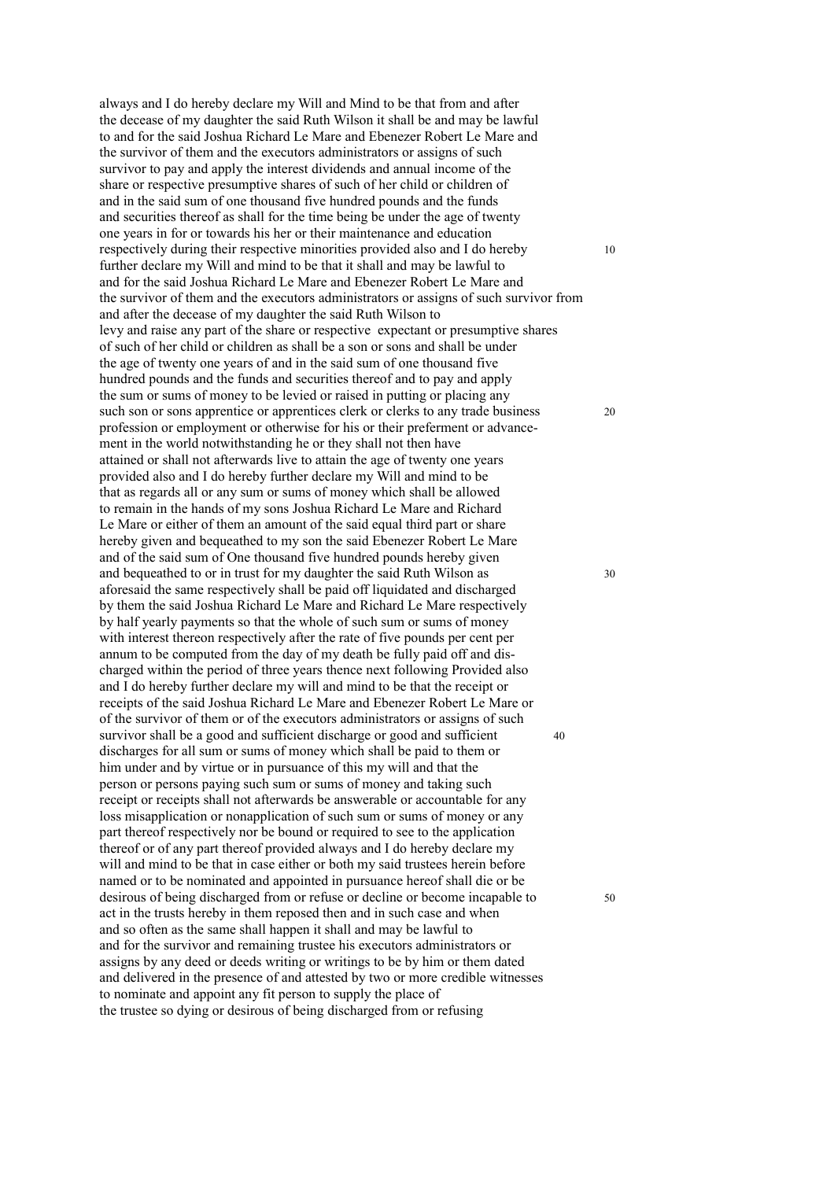always and I do hereby declare my Will and Mind to be that from and after the decease of my daughter the said Ruth Wilson it shall be and may be lawful to and for the said Joshua Richard Le Mare and Ebenezer Robert Le Mare and the survivor of them and the executors administrators or assigns of such survivor to pay and apply the interest dividends and annual income of the share or respective presumptive shares of such of her child or children of and in the said sum of one thousand five hundred pounds and the funds and securities thereof as shall for the time being be under the age of twenty one years in for or towards his her or their maintenance and education respectively during their respective minorities provided also and I do hereby further declare my Will and mind to be that it shall and may be lawful to and for the said Joshua Richard Le Mare and Ebenezer Robert Le Mare and the survivor of them and the executors administrators or assigns of such survivor from and after the decease of my daughter the said Ruth Wilson to levy and raise any part of the share or respective expectant or presumptive shares of such of her child or children as shall be a son or sons and shall be under the age of twenty one years of and in the said sum of one thousand five hundred pounds and the funds and securities thereof and to pay and apply the sum or sums of money to be levied or raised in putting or placing any such son or sons apprentice or apprentices clerk or clerks to any trade business profession or employment or otherwise for his or their preferment or advancement in the world notwithstanding he or they shall not then have attained or shall not afterwards live to attain the age of twenty one years provided also and I do hereby further declare my Will and mind to be that as regards all or any sum or sums of money which shall be allowed to remain in the hands of my sons Joshua Richard Le Mare and Richard Le Mare or either of them an amount of the said equal third part or share hereby given and bequeathed to my son the said Ebenezer Robert Le Mare and of the said sum of One thousand five hundred pounds hereby given and bequeathed to or in trust for my daughter the said Ruth Wilson as aforesaid the same respectively shall be paid off liquidated and discharged by them the said Joshua Richard Le Mare and Richard Le Mare respectively by half yearly payments so that the whole of such sum or sums of money with interest thereon respectively after the rate of five pounds per cent per annum to be computed from the day of my death be fully paid off and discharged within the period of three years thence next following Provided also and I do hereby further declare my will and mind to be that the receipt or receipts of the said Joshua Richard Le Mare and Ebenezer Robert Le Mare or of the survivor of them or of the executors administrators or assigns of such survivor shall be a good and sufficient discharge or good and sufficient discharges for all sum or sums of money which shall be paid to them or him under and by virtue or in pursuance of this my will and that the person or persons paying such sum or sums of money and taking such receipt or receipts shall not afterwards be answerable or accountable for any loss misapplication or nonapplication of such sum or sums of money or any part thereof respectively nor be bound or required to see to the application thereof or of any part thereof provided always and I do hereby declare my will and mind to be that in case either or both my said trustees herein before named or to be nominated and appointed in pursuance hereof shall die or be desirous of being discharged from or refuse or decline or become incapable to act in the trusts hereby in them reposed then and in such case and when and so often as the same shall happen it shall and may be lawful to and for the survivor and remaining trustee his executors administrators or assigns by any deed or deeds writing or writings to be by him or them dated and delivered in the presence of and attested by two or more credible witnesses to nominate and appoint any fit person to supply the place of the trustee so dying or desirous of being discharged from or refusing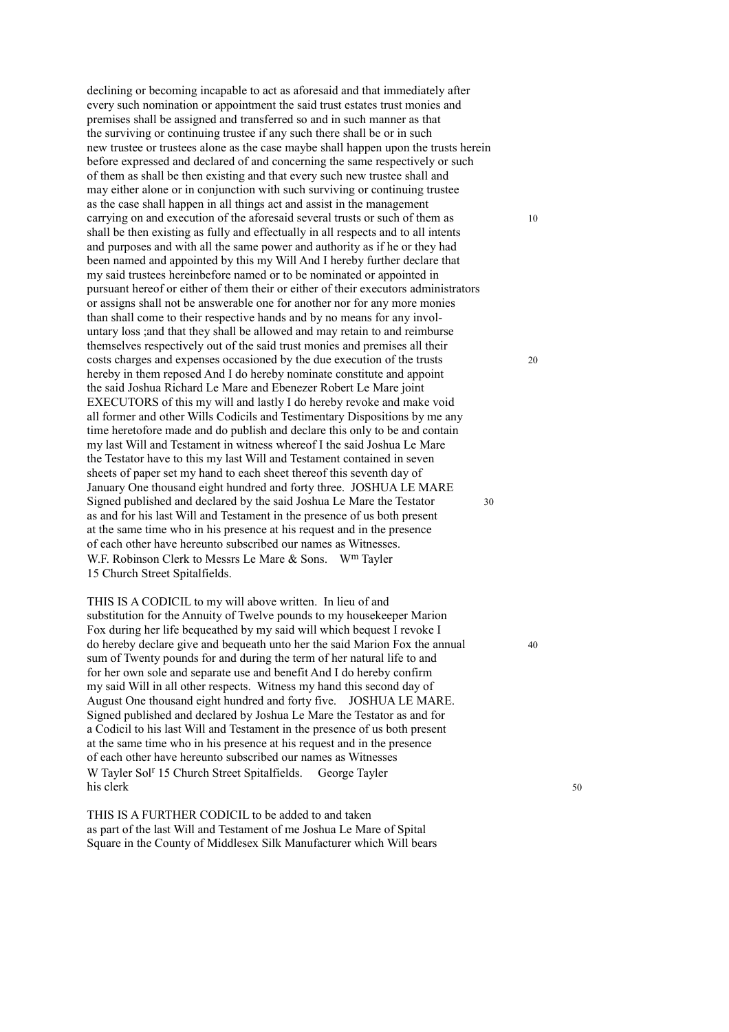declining or becoming incapable to act as aforesaid and that immediately after every such nomination or appointment the said trust estates trust monies and premises shall be assigned and transferred so and in such manner as that the surviving or continuing trustee if any such there shall be or in such new trustee or trustees alone as the case maybe shall happen upon the trusts herein before expressed and declared of and concerning the same respectively or such of them as shall be then existing and that every such new trustee shall and may either alone or in conjunction with such surviving or continuing trustee as the case shall happen in all things act and assist in the management carrying on and execution of the aforesaid several trusts or such of them as shall be then existing as fully and effectually in all respects and to all intents and purposes and with all the same power and authority as if he or they had been named and appointed by this my Will And I hereby further declare that my said trustees hereinbefore named or to be nominated or appointed in pursuant hereof or either of them their or either of their executors administrators or assigns shall not be answerable one for another nor for any more monies than shall come to their respective hands and by no means for any involuntary loss ;and that they shall be allowed and may retain to and reimburse themselves respectively out of the said trust monies and premises all their costs charges and expenses occasioned by the due execution of the trusts hereby in them reposed And I do hereby nominate constitute and appoint the said Joshua Richard Le Mare and Ebenezer Robert Le Mare joint EXECUTORS of this my will and lastly I do hereby revoke and make void all former and other Wills Codicils and Testimentary Dispositions by me any time heretofore made and do publish and declare this only to be and contain my last Will and Testament in witness whereof I the said Joshua Le Mare the Testator have to this my last Will and Testament contained in seven sheets of paper set my hand to each sheet thereof this seventh day of January One thousand eight hundred and forty three. JOSHUA LE MARE Signed published and declared by the said Joshua Le Mare the Testator as and for his last Will and Testament in the presence of us both present at the same time who in his presence at his request and in the presence of each other have hereunto subscribed our names as Witnesses.
W.F. Robinson Clerk to Messrs Le Mare & Sons. Wm Tayler
15 Church Street Spitalfields.

THIS IS A CODICIL to my will above written. In lieu of and substitution for the Annuity of Twelve pounds to my housekeeper Marion Fox during her life bequeathed by my said will which bequest I revoke I do hereby declare give and bequeath unto her the said Marion Fox the annual sum of Twenty pounds for and during the term of her natural life to and for her own sole and separate use and benefit And I do hereby confirm my said Will in all other respects. Witness my hand this second day of August One thousand eight hundred and forty five. JOSHUA LE MARE. Signed published and declared by Joshua Le Mare the Testator as and for a Codicil to his last Will and Testament in the presence of us both present at the same time who in his presence at his request and in the presence of each other have hereunto subscribed our names as Witnesses
W Tayler Solr 15 Church Street Spitalfields. George Tayler
his clerk

THIS IS A FURTHER CODICIL to be added to and taken as part of the last Will and Testament of me Joshua Le Mare of Spital Square in the County of Middlesex Silk Manufacturer which Will bears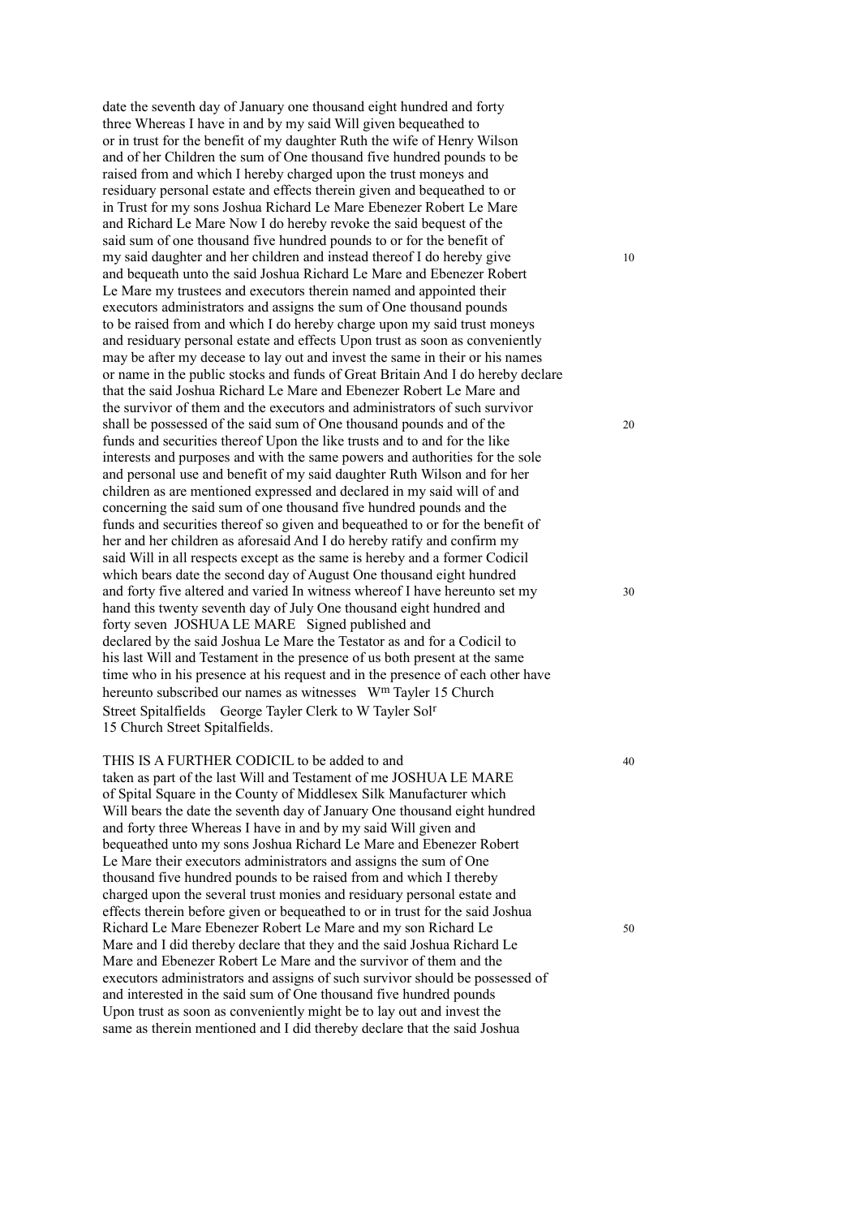date the seventh day of January one thousand eight hundred and forty three Whereas I have in and by my said Will given bequeathed to or in trust for the benefit of my daughter Ruth the wife of Henry Wilson and of her Children the sum of One thousand five hundred pounds to be raised from and which I hereby charged upon the trust moneys and residuary personal estate and effects therein given and bequeathed to or in Trust for my sons Joshua Richard Le Mare Ebenezer Robert Le Mare and Richard Le Mare Now I do hereby revoke the said bequest of the said sum of one thousand five hundred pounds to or for the benefit of my said daughter and her children and instead thereof I do hereby give and bequeath unto the said Joshua Richard Le Mare and Ebenezer Robert Le Mare my trustees and executors therein named and appointed their executors administrators and assigns the sum of One thousand pounds to be raised from and which I do hereby charge upon my said trust moneys and residuary personal estate and effects Upon trust as soon as conveniently may be after my decease to lay out and invest the same in their or his names or name in the public stocks and funds of Great Britain And I do hereby declare that the said Joshua Richard Le Mare and Ebenezer Robert Le Mare and the survivor of them and the executors and administrators of such survivor shall be possessed of the said sum of One thousand pounds and of the funds and securities thereof Upon the like trusts and to and for the like interests and purposes and with the same powers and authorities for the sole and personal use and benefit of my said daughter Ruth Wilson and for her children as are mentioned expressed and declared in my said will of and concerning the said sum of one thousand five hundred pounds and the funds and securities thereof so given and bequeathed to or for the benefit of her and her children as aforesaid And I do hereby ratify and confirm my said Will in all respects except as the same is hereby and a former Codicil which bears date the second day of August One thousand eight hundred and forty five altered and varied In witness whereof I have hereunto set my hand this twenty seventh day of July One thousand eight hundred and forty seven JOSHUA LE MARE Signed published and declared by the said Joshua Le Mare the Testator as and for a Codicil to his last Will and Testament in the presence of us both present at the same time who in his presence at his request and in the presence of each other have hereunto subscribed our names as witnesses W[m] Tayler 15 Church Street Spitalfields George Tayler Clerk to W Tayler Sol[r] 15 Church Street Spitalfields.

THIS IS A FURTHER CODICIL to be added to and taken as part of the last Will and Testament of me JOSHUA LE MARE of Spital Square in the County of Middlesex Silk Manufacturer which Will bears the date the seventh day of January One thousand eight hundred and forty three Whereas I have in and by my said Will given and bequeathed unto my sons Joshua Richard Le Mare and Ebenezer Robert Le Mare their executors administrators and assigns the sum of One thousand five hundred pounds to be raised from and which I thereby charged upon the several trust monies and residuary personal estate and effects therein before given or bequeathed to or in trust for the said Joshua Richard Le Mare Ebenezer Robert Le Mare and my son Richard Le Mare and I did thereby declare that they and the said Joshua Richard Le Mare and Ebenezer Robert Le Mare and the survivor of them and the executors administrators and assigns of such survivor should be possessed of and interested in the said sum of One thousand five hundred pounds Upon trust as soon as conveniently might be to lay out and invest the same as therein mentioned and I did thereby declare that the said Joshua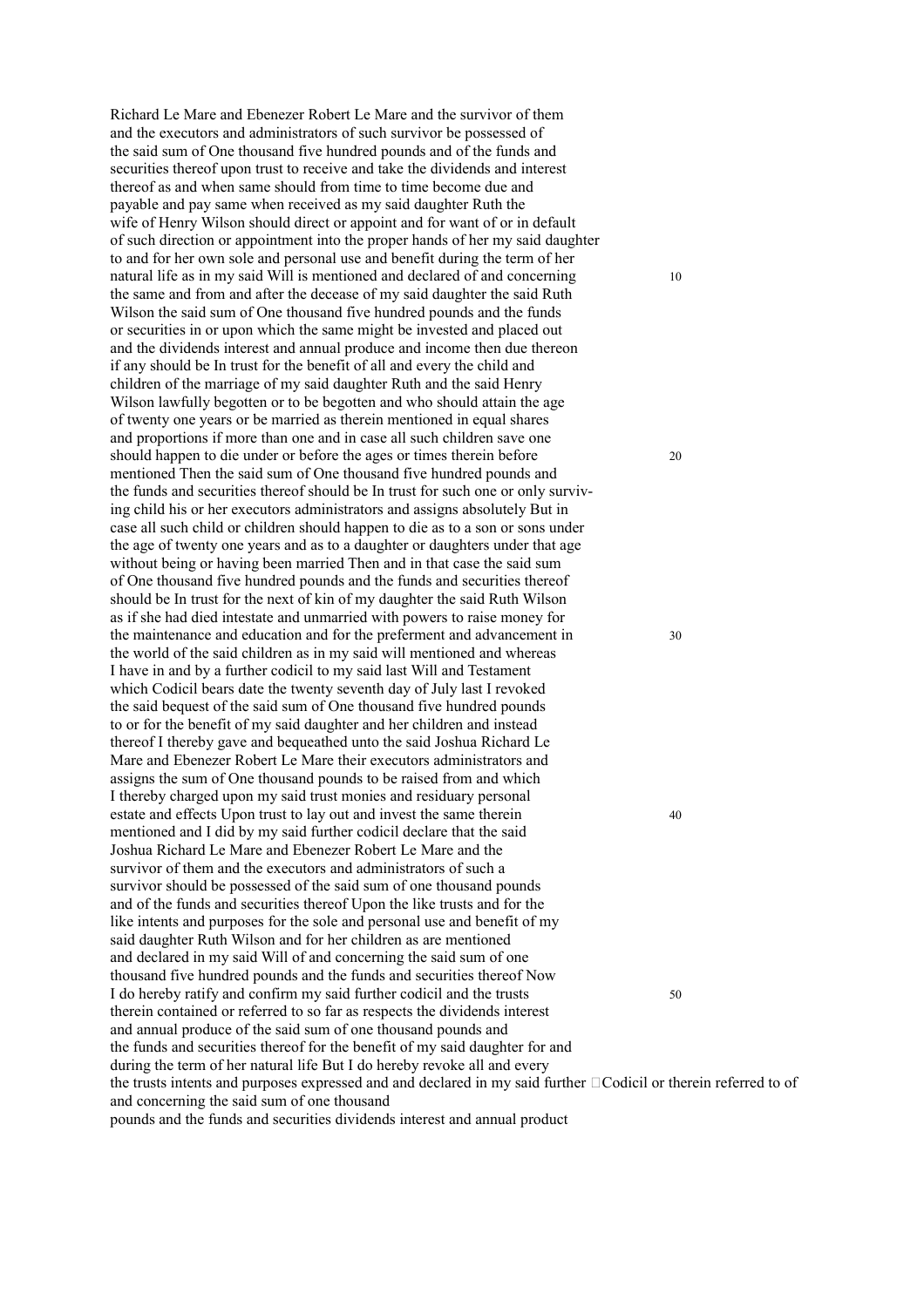Richard Le Mare and Ebenezer Robert Le Mare and the survivor of them
and the executors and administrators of such survivor be possessed of
the said sum of One thousand five hundred pounds and of the funds and
securities thereof upon trust to receive and take the dividends and interest
thereof as and when same should from time to time become due and
payable and pay same when received as my said daughter Ruth the
wife of Henry Wilson should direct or appoint and for want of or in default
of such direction or appointment into the proper hands of her my said daughter
to and for her own sole and personal use and benefit during the term of her
natural life as in my said Will is mentioned and declared of and concerning
the same and from and after the decease of my said daughter the said Ruth
Wilson the said sum of One thousand five hundred pounds and the funds
or securities in or upon which the same might be invested and placed out
and the dividends interest and annual produce and income then due thereon
if any should be In trust for the benefit of all and every the child and
children of the marriage of my said daughter Ruth and the said Henry
Wilson lawfully begotten or to be begotten and who should attain the age
of twenty one years or be married as therein mentioned in equal shares
and proportions if more than one and in case all such children save one
should happen to die under or before the ages or times therein before
mentioned Then the said sum of One thousand five hundred pounds and
the funds and securities thereof should be In trust for such one or only surviv-
ing child his or her executors administrators and assigns absolutely But in
case all such child or children should happen to die as to a son or sons under
the age of twenty one years and as to a daughter or daughters under that age
without being or having been married Then and in that case the said sum
of One thousand five hundred pounds and the funds and securities thereof
should be In trust for the next of kin of my daughter the said Ruth Wilson
as if she had died intestate and unmarried with powers to raise money for
the maintenance and education and for the preferment and advancement in
the world of the said children as in my said will mentioned and whereas
I have in and by a further codicil to my said last Will and Testament
which Codicil bears date the twenty seventh day of July last I revoked
the said bequest of the said sum of One thousand five hundred pounds
to or for the benefit of my said daughter and her children and instead
thereof I thereby gave and bequeathed unto the said Joshua Richard Le
Mare and Ebenezer Robert Le Mare their executors administrators and
assigns the sum of One thousand pounds to be raised from and which
I thereby charged upon my said trust monies and residuary personal
estate and effects Upon trust to lay out and invest the same therein
mentioned and I did by my said further codicil declare that the said
Joshua Richard Le Mare and Ebenezer Robert Le Mare and the
survivor of them and the executors and administrators of such a
survivor should be possessed of the said sum of one thousand pounds
and of the funds and securities thereof Upon the like trusts and for the
like intents and purposes for the sole and personal use and benefit of my
said daughter Ruth Wilson and for her children as are mentioned
and declared in my said Will of and concerning the said sum of one
thousand five hundred pounds and the funds and securities thereof Now
I do hereby ratify and confirm my said further codicil and the trusts
therein contained or referred to so far as respects the dividends interest
and annual produce of the said sum of one thousand pounds and
the funds and securities thereof for the benefit of my said daughter for and
during the term of her natural life But I do hereby revoke all and every
the trusts intents and purposes expressed and and declared in my said further Codicil or therein referred to of
and concerning the said sum of one thousand
pounds and the funds and securities dividends interest and annual product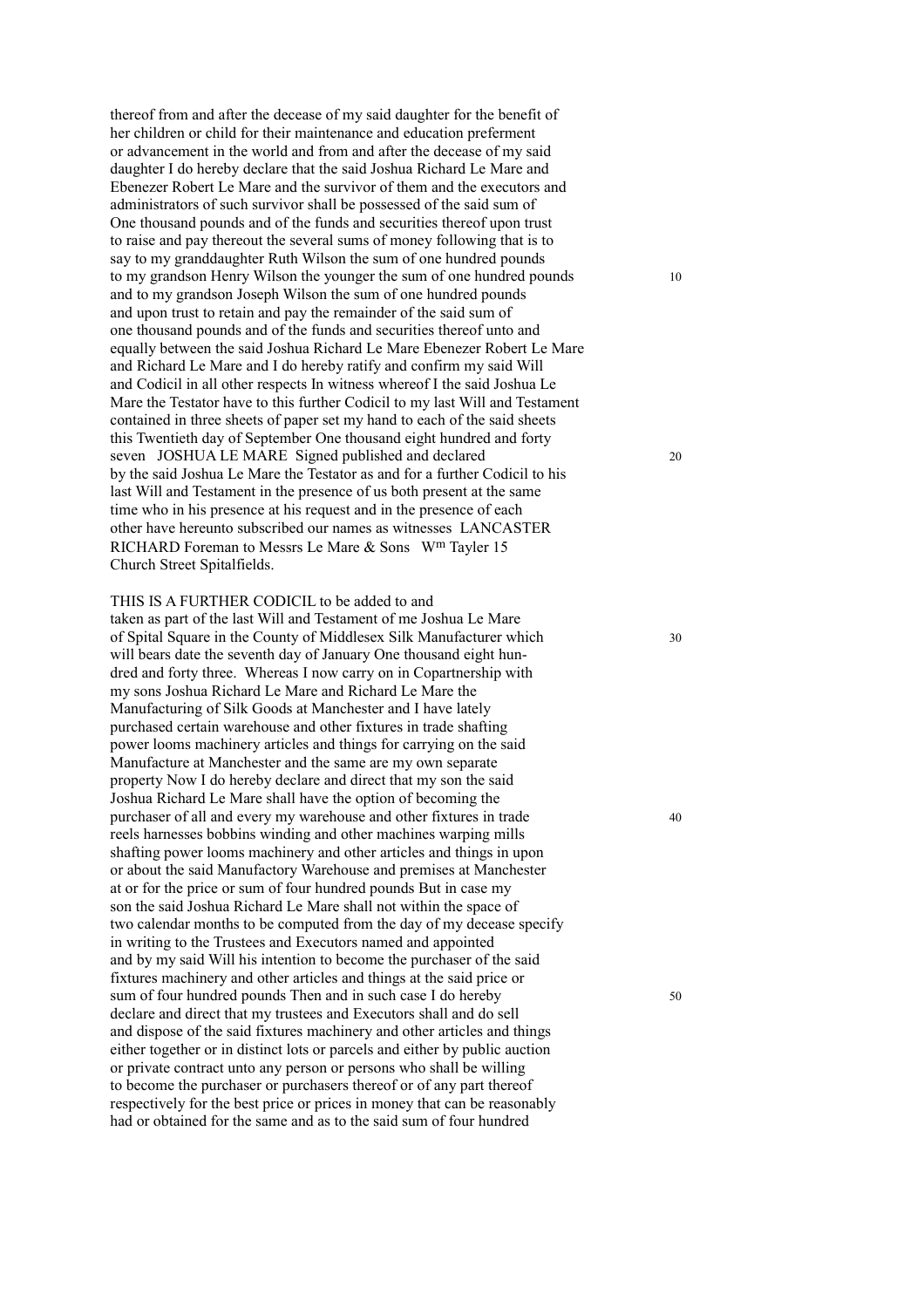thereof from and after the decease of my said daughter for the benefit of her children or child for their maintenance and education preferment or advancement in the world and from and after the decease of my said daughter I do hereby declare that the said Joshua Richard Le Mare and Ebenezer Robert Le Mare and the survivor of them and the executors and administrators of such survivor shall be possessed of the said sum of One thousand pounds and of the funds and securities thereof upon trust to raise and pay thereout the several sums of money following that is to say to my granddaughter Ruth Wilson the sum of one hundred pounds to my grandson Henry Wilson the younger the sum of one hundred pounds and to my grandson Joseph Wilson the sum of one hundred pounds and upon trust to retain and pay the remainder of the said sum of one thousand pounds and of the funds and securities thereof unto and equally between the said Joshua Richard Le Mare Ebenezer Robert Le Mare and Richard Le Mare and I do hereby ratify and confirm my said Will and Codicil in all other respects In witness whereof I the said Joshua Le Mare the Testator have to this further Codicil to my last Will and Testament contained in three sheets of paper set my hand to each of the said sheets this Twentieth day of September One thousand eight hundred and forty seven JOSHUA LE MARE Signed published and declared by the said Joshua Le Mare the Testator as and for a further Codicil to his last Will and Testament in the presence of us both present at the same time who in his presence at his request and in the presence of each other have hereunto subscribed our names as witnesses LANCASTER RICHARD Foreman to Messrs Le Mare & Sons W^m Tayler 15 Church Street Spitalfields.

THIS IS A FURTHER CODICIL to be added to and taken as part of the last Will and Testament of me Joshua Le Mare of Spital Square in the County of Middlesex Silk Manufacturer which will bears date the seventh day of January One thousand eight hundred and forty three. Whereas I now carry on in Copartnership with my sons Joshua Richard Le Mare and Richard Le Mare the Manufacturing of Silk Goods at Manchester and I have lately purchased certain warehouse and other fixtures in trade shafting power looms machinery articles and things for carrying on the said Manufacture at Manchester and the same are my own separate property Now I do hereby declare and direct that my son the said Joshua Richard Le Mare shall have the option of becoming the purchaser of all and every my warehouse and other fixtures in trade reels harnesses bobbins winding and other machines warping mills shafting power looms machinery and other articles and things in upon or about the said Manufactory Warehouse and premises at Manchester at or for the price or sum of four hundred pounds But in case my son the said Joshua Richard Le Mare shall not within the space of two calendar months to be computed from the day of my decease specify in writing to the Trustees and Executors named and appointed and by my said Will his intention to become the purchaser of the said fixtures machinery and other articles and things at the said price or sum of four hundred pounds Then and in such case I do hereby declare and direct that my trustees and Executors shall and do sell and dispose of the said fixtures machinery and other articles and things either together or in distinct lots or parcels and either by public auction or private contract unto any person or persons who shall be willing to become the purchaser or purchasers thereof or of any part thereof respectively for the best price or prices in money that can be reasonably had or obtained for the same and as to the said sum of four hundred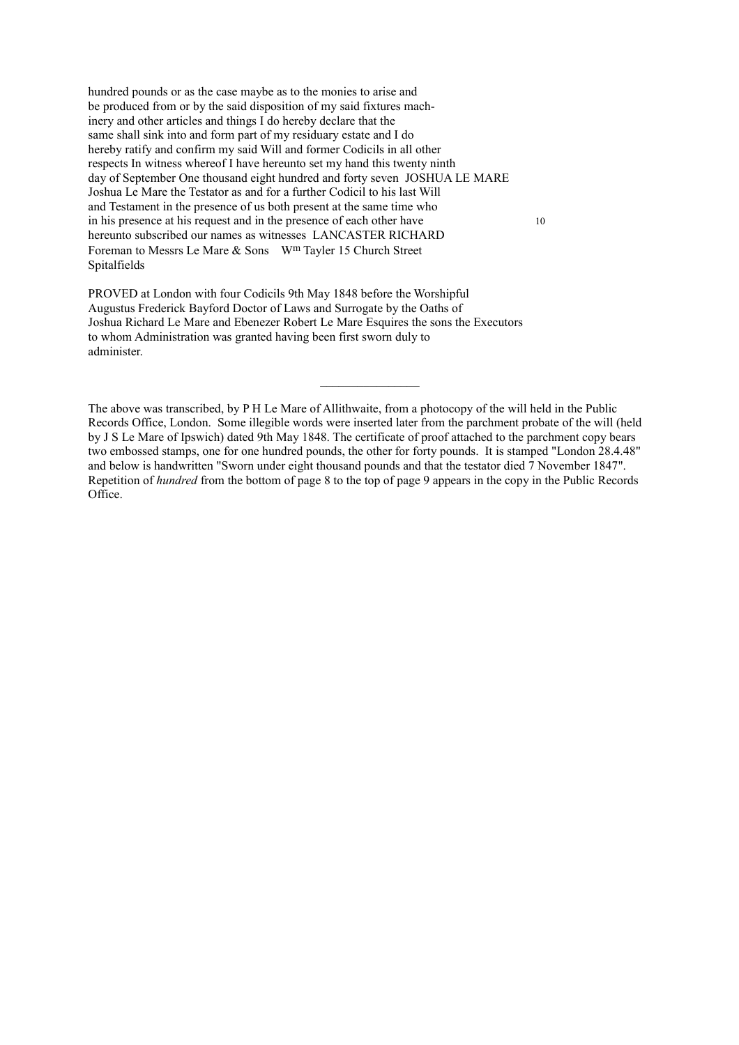hundred pounds or as the case maybe as to the monies to arise and be produced from or by the said disposition of my said fixtures machinery and other articles and things I do hereby declare that the same shall sink into and form part of my residuary estate and I do hereby ratify and confirm my said Will and former Codicils in all other respects In witness whereof I have hereunto set my hand this twenty ninth day of September One thousand eight hundred and forty seven JOSHUA LE MARE Joshua Le Mare the Testator as and for a further Codicil to his last Will and Testament in the presence of us both present at the same time who in his presence at his request and in the presence of each other have hereunto subscribed our names as witnesses LANCASTER RICHARD Foreman to Messrs Le Mare & Sons Wm Tayler 15 Church Street Spitalfields

PROVED at London with four Codicils 9th May 1848 before the Worshipful Augustus Frederick Bayford Doctor of Laws and Surrogate by the Oaths of Joshua Richard Le Mare and Ebenezer Robert Le Mare Esquires the sons the Executors to whom Administration was granted having been first sworn duly to administer.

---

The above was transcribed, by P H Le Mare of Allithwaite, from a photocopy of the will held in the Public Records Office, London. Some illegible words were inserted later from the parchment probate of the will (held by J S Le Mare of Ipswich) dated 9th May 1848. The certificate of proof attached to the parchment copy bears two embossed stamps, one for one hundred pounds, the other for forty pounds. It is stamped "London 28.4.48" and below is handwritten "Sworn under eight thousand pounds and that the testator died 7 November 1847". Repetition of *hundred* from the bottom of page 8 to the top of page 9 appears in the copy in the Public Records Office.